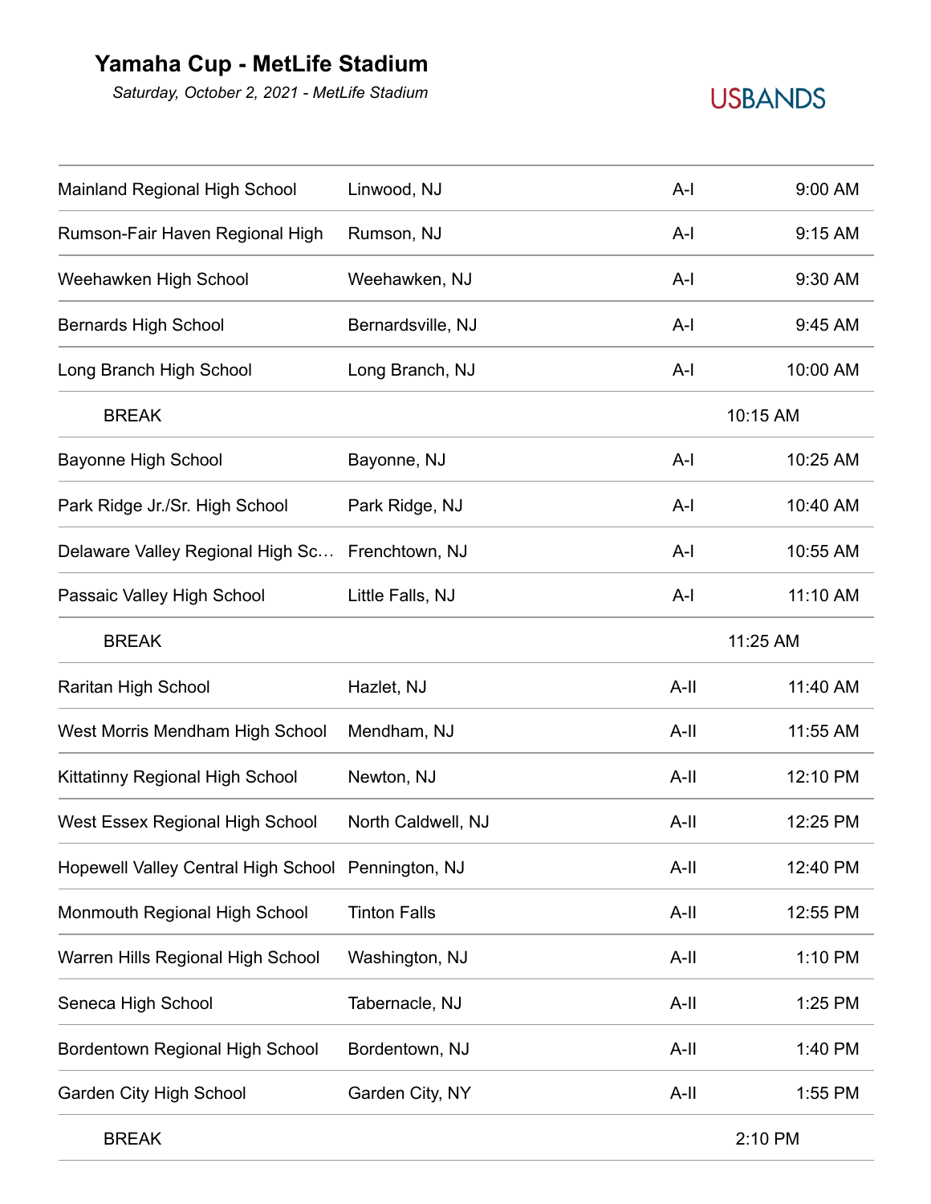# Yamaha Cup - MetLife Stadium

*Saturday, October 2, 2021 - MetLife Stadium*

USBANDS

| | | | |
|---|---|---|---|
| Mainland Regional High School | Linwood, NJ | A-I | 9:00 AM |
| Rumson-Fair Haven Regional High | Rumson, NJ | A-I | 9:15 AM |
| Weehawken High School | Weehawken, NJ | A-I | 9:30 AM |
| Bernards High School | Bernardsville, NJ | A-I | 9:45 AM |
| Long Branch High School | Long Branch, NJ | A-I | 10:00 AM |
| BREAK | | | 10:15 AM |
| Bayonne High School | Bayonne, NJ | A-I | 10:25 AM |
| Park Ridge Jr./Sr. High School | Park Ridge, NJ | A-I | 10:40 AM |
| Delaware Valley Regional High Sc… | Frenchtown, NJ | A-I | 10:55 AM |
| Passaic Valley High School | Little Falls, NJ | A-I | 11:10 AM |
| BREAK | | | 11:25 AM |
| Raritan High School | Hazlet, NJ | A-II | 11:40 AM |
| West Morris Mendham High School | Mendham, NJ | A-II | 11:55 AM |
| Kittatinny Regional High School | Newton, NJ | A-II | 12:10 PM |
| West Essex Regional High School | North Caldwell, NJ | A-II | 12:25 PM |
| Hopewell Valley Central High School | Pennington, NJ | A-II | 12:40 PM |
| Monmouth Regional High School | Tinton Falls | A-II | 12:55 PM |
| Warren Hills Regional High School | Washington, NJ | A-II | 1:10 PM |
| Seneca High School | Tabernacle, NJ | A-II | 1:25 PM |
| Bordentown Regional High School | Bordentown, NJ | A-II | 1:40 PM |
| Garden City High School | Garden City, NY | A-II | 1:55 PM |
| BREAK | | | 2:10 PM |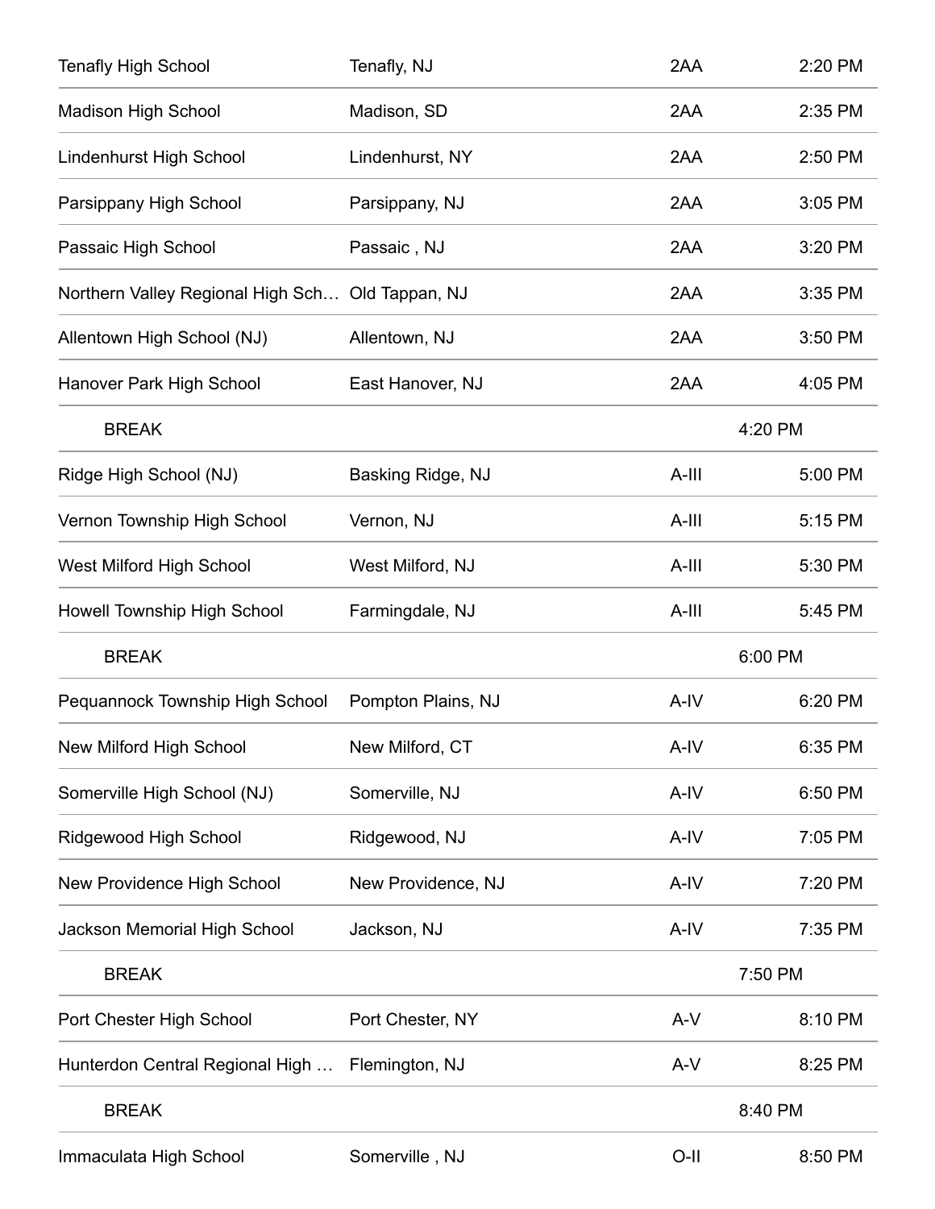| | | | |
|---|---|---|---|
| Tenafly High School | Tenafly, NJ | 2AA | 2:20 PM |
| Madison High School | Madison, SD | 2AA | 2:35 PM |
| Lindenhurst High School | Lindenhurst, NY | 2AA | 2:50 PM |
| Parsippany High School | Parsippany, NJ | 2AA | 3:05 PM |
| Passaic High School | Passaic , NJ | 2AA | 3:20 PM |
| Northern Valley Regional High Sch… | Old Tappan, NJ | 2AA | 3:35 PM |
| Allentown High School (NJ) | Allentown, NJ | 2AA | 3:50 PM |
| Hanover Park High School | East Hanover, NJ | 2AA | 4:05 PM |
| BREAK | | | 4:20 PM |
| Ridge High School (NJ) | Basking Ridge, NJ | A-III | 5:00 PM |
| Vernon Township High School | Vernon, NJ | A-III | 5:15 PM |
| West Milford High School | West Milford, NJ | A-III | 5:30 PM |
| Howell Township High School | Farmingdale, NJ | A-III | 5:45 PM |
| BREAK | | | 6:00 PM |
| Pequannock Township High School | Pompton Plains, NJ | A-IV | 6:20 PM |
| New Milford High School | New Milford, CT | A-IV | 6:35 PM |
| Somerville High School (NJ) | Somerville, NJ | A-IV | 6:50 PM |
| Ridgewood High School | Ridgewood, NJ | A-IV | 7:05 PM |
| New Providence High School | New Providence, NJ | A-IV | 7:20 PM |
| Jackson Memorial High School | Jackson, NJ | A-IV | 7:35 PM |
| BREAK | | | 7:50 PM |
| Port Chester High School | Port Chester, NY | A-V | 8:10 PM |
| Hunterdon Central Regional High … | Flemington, NJ | A-V | 8:25 PM |
| BREAK | | | 8:40 PM |
| Immaculata High School | Somerville , NJ | O-II | 8:50 PM |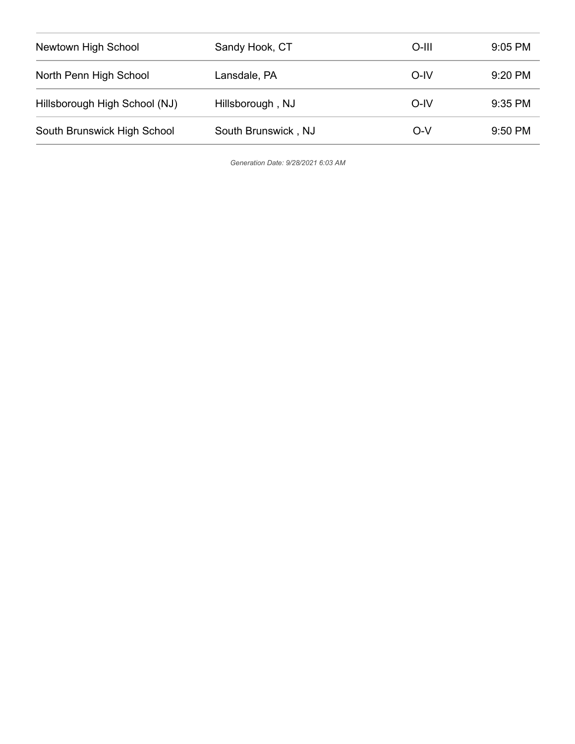| | | | |
|---|---|---|---|
| Newtown High School | Sandy Hook, CT | O-III | 9:05 PM |
| North Penn High School | Lansdale, PA | O-IV | 9:20 PM |
| Hillsborough High School (NJ) | Hillsborough , NJ | O-IV | 9:35 PM |
| South Brunswick High School | South Brunswick , NJ | O-V | 9:50 PM |

*Generation Date: 9/28/2021 6:03 AM*